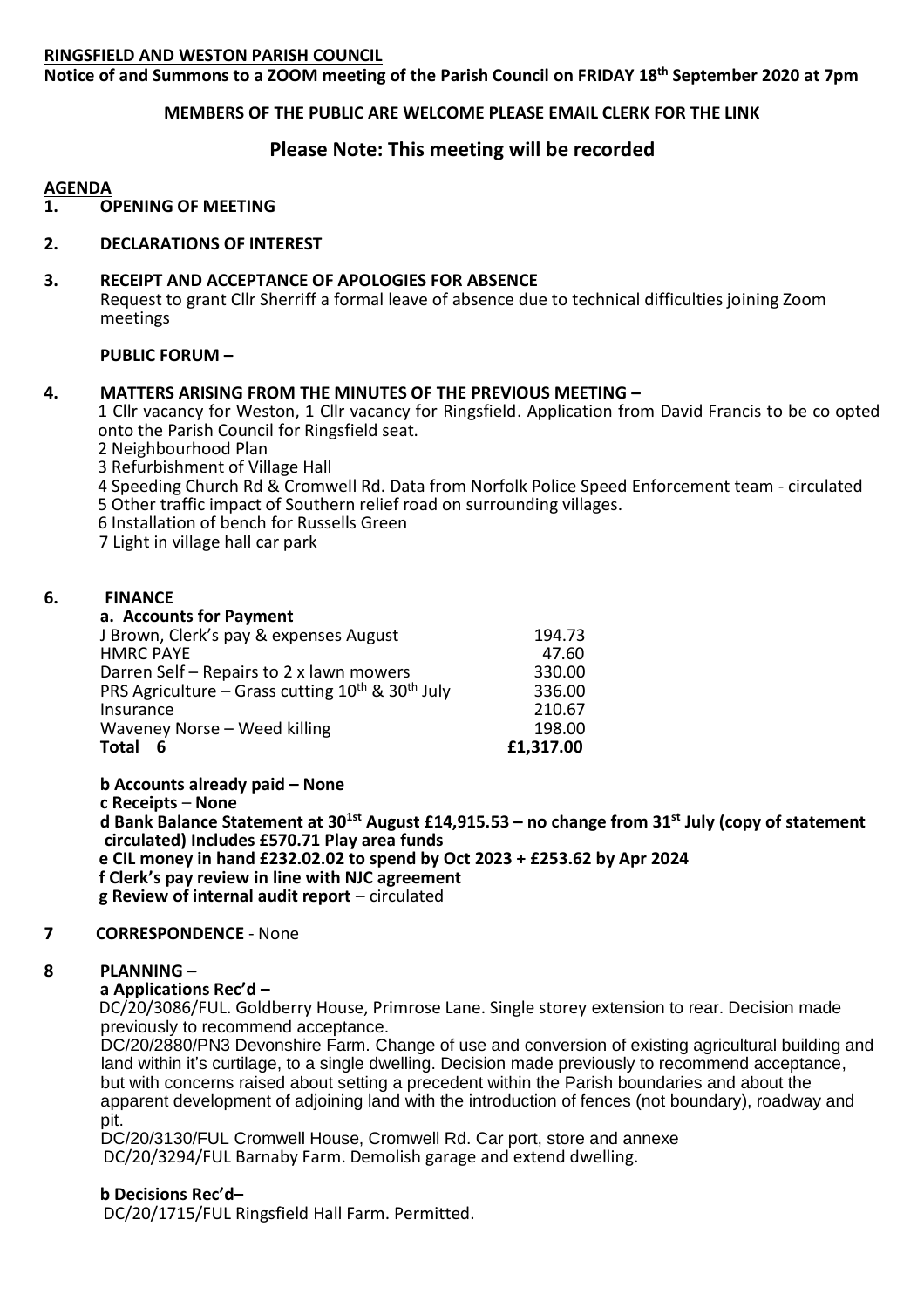**RINGSFIELD AND WESTON PARISH COUNCIL**

**Notice of and Summons to a ZOOM meeting of the Parish Council on FRIDAY 18th September 2020 at 7pm**

**MEMBERS OF THE PUBLIC ARE WELCOME PLEASE EMAIL CLERK FOR THE LINK**

## Please Note: This meeting will be recorded

**AGENDA**

**1. OPENING OF MEETING**

**2. DECLARATIONS OF INTEREST**

**3. RECEIPT AND ACCEPTANCE OF APOLOGIES FOR ABSENCE**

Request to grant Cllr Sherriff a formal leave of absence due to technical difficulties joining Zoom meetings

**PUBLIC FORUM –**

**4. MATTERS ARISING FROM THE MINUTES OF THE PREVIOUS MEETING –**

1 Cllr vacancy for Weston, 1 Cllr vacancy for Ringsfield. Application from David Francis to be co opted onto the Parish Council for Ringsfield seat.
2 Neighbourhood Plan
3 Refurbishment of Village Hall
4 Speeding Church Rd & Cromwell Rd. Data from Norfolk Police Speed Enforcement team - circulated
5 Other traffic impact of Southern relief road on surrounding villages.
6 Installation of bench for Russells Green
7 Light in village hall car park

**6. FINANCE**

**a. Accounts for Payment**

| | |
|---|---|
| J Brown, Clerk's pay & expenses August | 194.73 |
| HMRC PAYE | 47.60 |
| Darren Self – Repairs to 2 x lawn mowers | 330.00 |
| PRS Agriculture – Grass cutting 10th & 30th July | 336.00 |
| Insurance | 210.67 |
| Waveney Norse – Weed killing | 198.00 |
| **Total 6** | **£1,317.00** |

**b Accounts already paid – None**

**c Receipts – None**

**d Bank Balance Statement at 30st August £14,915.53 – no change from 31st July (copy of statement circulated) Includes £570.71 Play area funds**

**e CIL money in hand £232.02.02 to spend by Oct 2023 + £253.62 by Apr 2024**

**f Clerk's pay review in line with NJC agreement**

**g Review of internal audit report** – circulated

**7 CORRESPONDENCE** - None

**8 PLANNING –**

**a Applications Rec'd –**

DC/20/3086/FUL. Goldberry House, Primrose Lane. Single storey extension to rear. Decision made previously to recommend acceptance.

DC/20/2880/PN3 Devonshire Farm. Change of use and conversion of existing agricultural building and land within it's curtilage, to a single dwelling. Decision made previously to recommend acceptance, but with concerns raised about setting a precedent within the Parish boundaries and about the apparent development of adjoining land with the introduction of fences (not boundary), roadway and pit.

DC/20/3130/FUL Cromwell House, Cromwell Rd. Car port, store and annexe

DC/20/3294/FUL Barnaby Farm. Demolish garage and extend dwelling.

**b Decisions Rec'd–**

DC/20/1715/FUL Ringsfield Hall Farm. Permitted.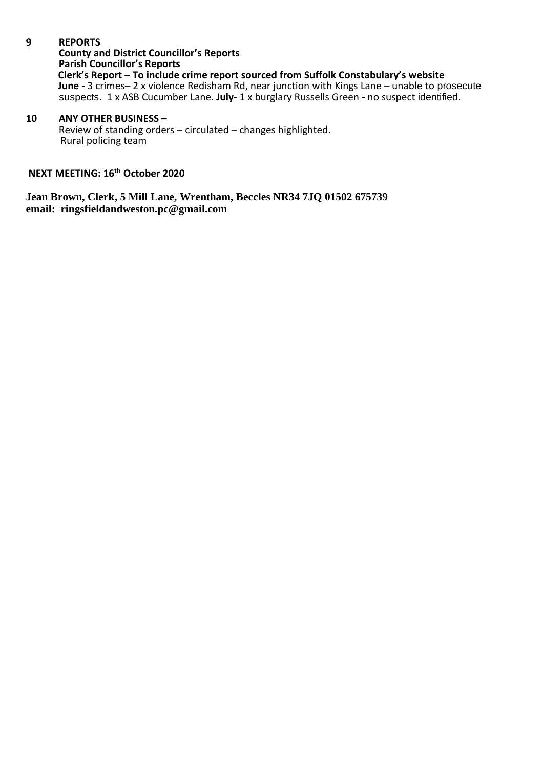**9 REPORTS**

**County and District Councillor's Reports**

**Parish Councillor's Reports**

**Clerk's Report – To include crime report sourced from Suffolk Constabulary's website**

**June -** 3 crimes– 2 x violence Redisham Rd, near junction with Kings Lane – unable to prosecute suspects. 1 x ASB Cucumber Lane. **July-** 1 x burglary Russells Green - no suspect identified.

**10 ANY OTHER BUSINESS –**

Review of standing orders – circulated – changes highlighted.

Rural policing team

**NEXT MEETING: 16th October 2020**

**Jean Brown, Clerk, 5 Mill Lane, Wrentham, Beccles NR34 7JQ 01502 675739**
**email: ringsfieldandweston.pc@gmail.com**